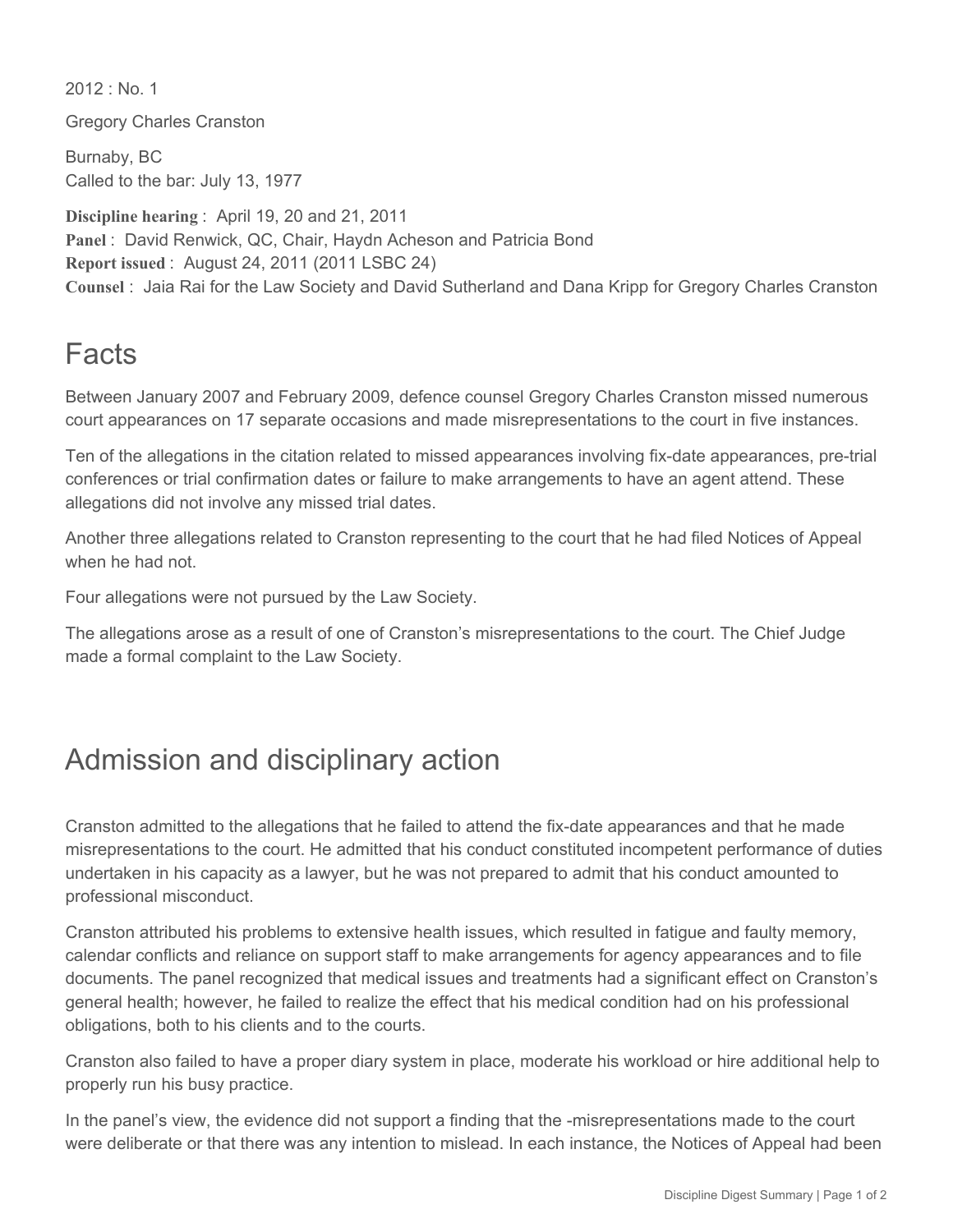2012 : No. 1

Gregory Charles Cranston

Burnaby, BC
Called to the bar: July 13, 1977

**Discipline hearing** : April 19, 20 and 21, 2011
**Panel** : David Renwick, QC, Chair, Haydn Acheson and Patricia Bond
**Report issued** : August 24, 2011 (2011 LSBC 24)
**Counsel** : Jaia Rai for the Law Society and David Sutherland and Dana Kripp for Gregory Charles Cranston

# Facts

Between January 2007 and February 2009, defence counsel Gregory Charles Cranston missed numerous court appearances on 17 separate occasions and made misrepresentations to the court in five instances.

Ten of the allegations in the citation related to missed appearances involving fix-date appearances, pre-trial conferences or trial confirmation dates or failure to make arrangements to have an agent attend. These allegations did not involve any missed trial dates.

Another three allegations related to Cranston representing to the court that he had filed Notices of Appeal when he had not.

Four allegations were not pursued by the Law Society.

The allegations arose as a result of one of Cranston's misrepresentations to the court. The Chief Judge made a formal complaint to the Law Society.

# Admission and disciplinary action

Cranston admitted to the allegations that he failed to attend the fix-date appearances and that he made misrepresentations to the court. He admitted that his conduct constituted incompetent performance of duties undertaken in his capacity as a lawyer, but he was not prepared to admit that his conduct amounted to professional misconduct.

Cranston attributed his problems to extensive health issues, which resulted in fatigue and faulty memory, calendar conflicts and reliance on support staff to make arrangements for agency appearances and to file documents. The panel recognized that medical issues and treatments had a significant effect on Cranston's general health; however, he failed to realize the effect that his medical condition had on his professional obligations, both to his clients and to the courts.

Cranston also failed to have a proper diary system in place, moderate his workload or hire additional help to properly run his busy practice.

In the panel's view, the evidence did not support a finding that the -misrepresentations made to the court were deliberate or that there was any intention to mislead. In each instance, the Notices of Appeal had been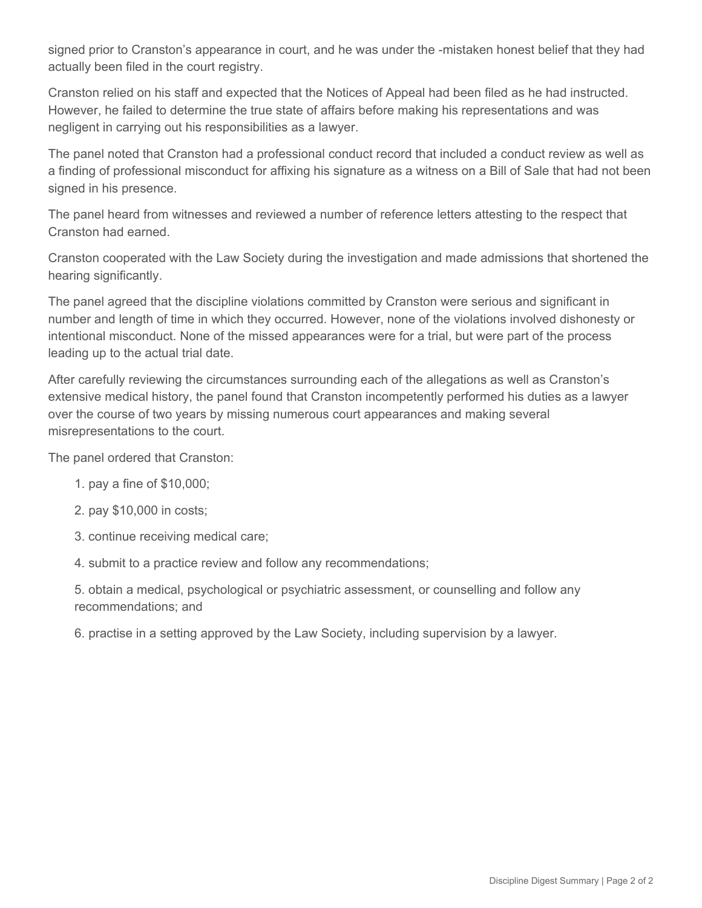signed prior to Cranston's appearance in court, and he was under the -mistaken honest belief that they had actually been filed in the court registry.

Cranston relied on his staff and expected that the Notices of Appeal had been filed as he had instructed. However, he failed to determine the true state of affairs before making his representations and was negligent in carrying out his responsibilities as a lawyer.

The panel noted that Cranston had a professional conduct record that included a conduct review as well as a finding of professional misconduct for affixing his signature as a witness on a Bill of Sale that had not been signed in his presence.

The panel heard from witnesses and reviewed a number of reference letters attesting to the respect that Cranston had earned.

Cranston cooperated with the Law Society during the investigation and made admissions that shortened the hearing significantly.

The panel agreed that the discipline violations committed by Cranston were serious and significant in number and length of time in which they occurred. However, none of the violations involved dishonesty or intentional misconduct. None of the missed appearances were for a trial, but were part of the process leading up to the actual trial date.

After carefully reviewing the circumstances surrounding each of the allegations as well as Cranston's extensive medical history, the panel found that Cranston incompetently performed his duties as a lawyer over the course of two years by missing numerous court appearances and making several misrepresentations to the court.

The panel ordered that Cranston:

1. pay a fine of $10,000;
2. pay $10,000 in costs;
3. continue receiving medical care;
4. submit to a practice review and follow any recommendations;
5. obtain a medical, psychological or psychiatric assessment, or counselling and follow any recommendations; and
6. practise in a setting approved by the Law Society, including supervision by a lawyer.